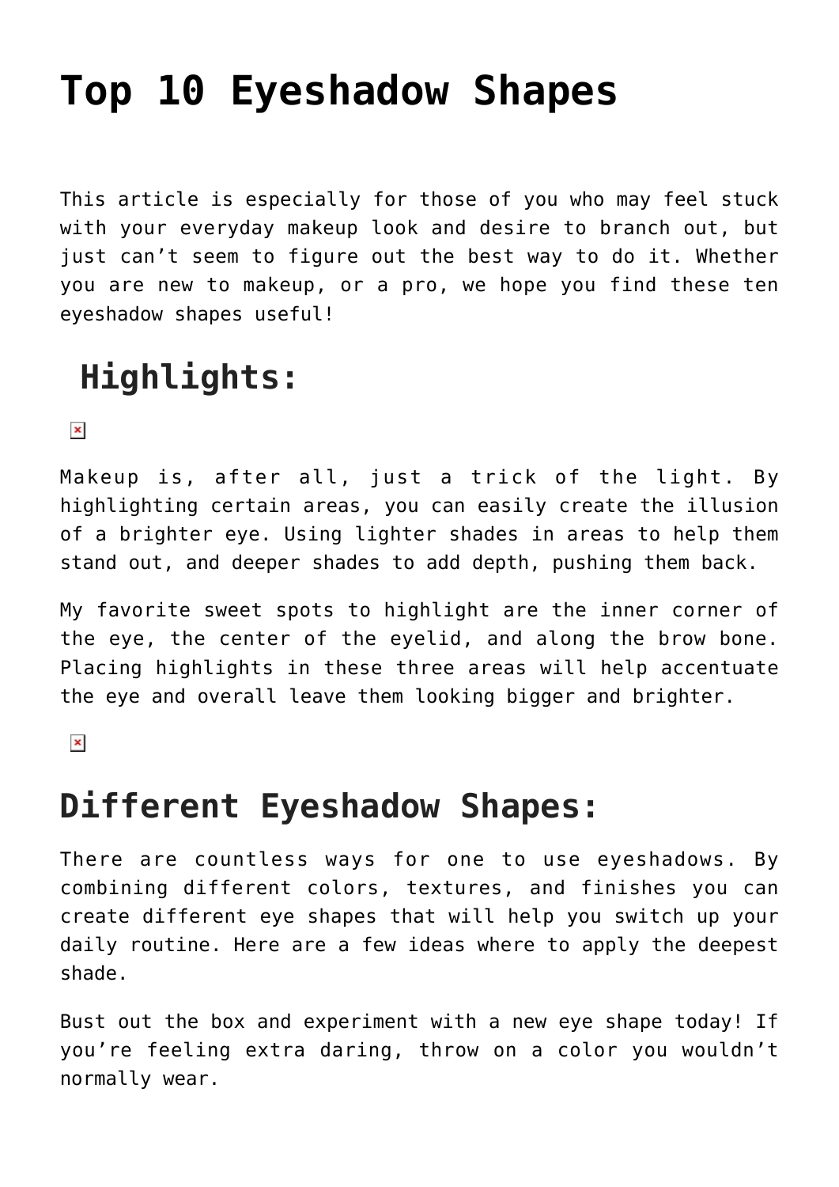# Top 10 Eyeshadow Shapes

This article is especially for those of you who may feel stuck with your everyday makeup look and desire to branch out, but just can't seem to figure out the best way to do it. Whether you are new to makeup, or a pro, we hope you find these ten eyeshadow shapes useful!

## Highlights:

Makeup is, after all, just a trick of the light. By highlighting certain areas, you can easily create the illusion of a brighter eye. Using lighter shades in areas to help them stand out, and deeper shades to add depth, pushing them back.

My favorite sweet spots to highlight are the inner corner of the eye, the center of the eyelid, and along the brow bone. Placing highlights in these three areas will help accentuate the eye and overall leave them looking bigger and brighter.

## Different Eyeshadow Shapes:

There are countless ways for one to use eyeshadows. By combining different colors, textures, and finishes you can create different eye shapes that will help you switch up your daily routine. Here are a few ideas where to apply the deepest shade.

Bust out the box and experiment with a new eye shape today! If you're feeling extra daring, throw on a color you wouldn't normally wear.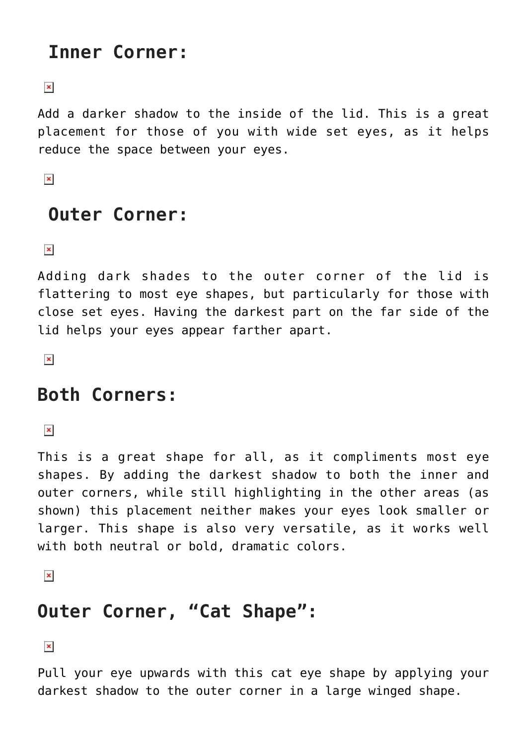## Inner Corner:

Add a darker shadow to the inside of the lid. This is a great placement for those of you with wide set eyes, as it helps reduce the space between your eyes.

## Outer Corner:

Adding dark shades to the outer corner of the lid is flattering to most eye shapes, but particularly for those with close set eyes. Having the darkest part on the far side of the lid helps your eyes appear farther apart.

## Both Corners:

This is a great shape for all, as it compliments most eye shapes. By adding the darkest shadow to both the inner and outer corners, while still highlighting in the other areas (as shown) this placement neither makes your eyes look smaller or larger. This shape is also very versatile, as it works well with both neutral or bold, dramatic colors.

## Outer Corner, "Cat Shape":

Pull your eye upwards with this cat eye shape by applying your darkest shadow to the outer corner in a large winged shape.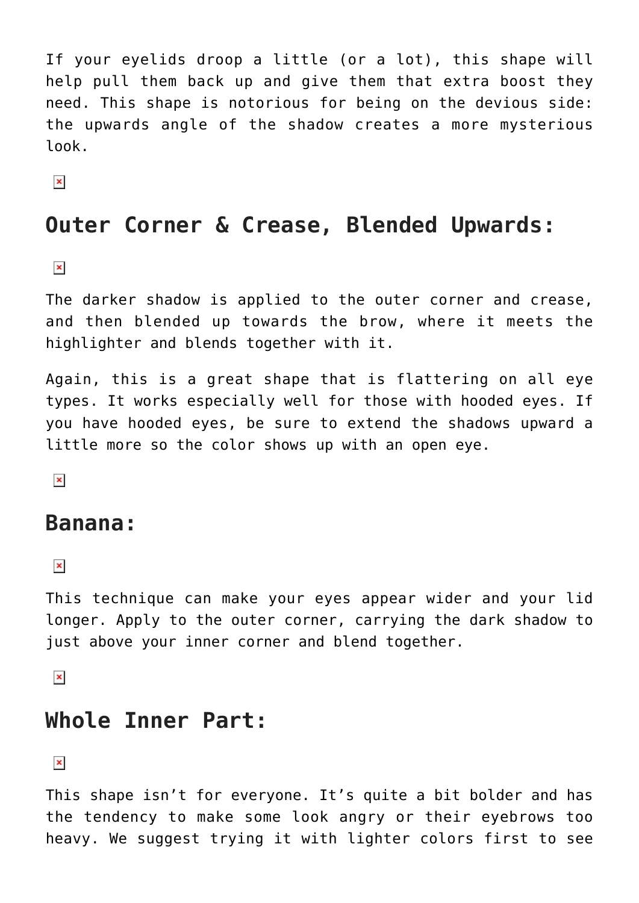If your eyelids droop a little (or a lot), this shape will help pull them back up and give them that extra boost they need. This shape is notorious for being on the devious side: the upwards angle of the shadow creates a more mysterious look.

## Outer Corner & Crease, Blended Upwards:

The darker shadow is applied to the outer corner and crease, and then blended up towards the brow, where it meets the highlighter and blends together with it.

Again, this is a great shape that is flattering on all eye types. It works especially well for those with hooded eyes. If you have hooded eyes, be sure to extend the shadows upward a little more so the color shows up with an open eye.

## Banana:

This technique can make your eyes appear wider and your lid longer. Apply to the outer corner, carrying the dark shadow to just above your inner corner and blend together.

## Whole Inner Part:

This shape isn't for everyone. It's quite a bit bolder and has the tendency to make some look angry or their eyebrows too heavy. We suggest trying it with lighter colors first to see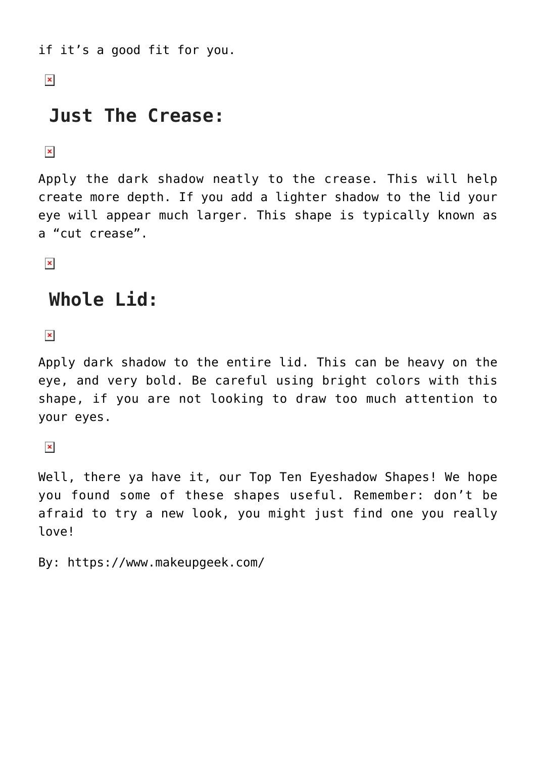if it’s a good fit for you.

## Just The Crease:

Apply the dark shadow neatly to the crease. This will help create more depth. If you add a lighter shadow to the lid your eye will appear much larger. This shape is typically known as a “cut crease”.

## Whole Lid:

Apply dark shadow to the entire lid. This can be heavy on the eye, and very bold. Be careful using bright colors with this shape, if you are not looking to draw too much attention to your eyes.

Well, there ya have it, our Top Ten Eyeshadow Shapes! We hope you found some of these shapes useful. Remember: don’t be afraid to try a new look, you might just find one you really love!

By: https://www.makeupgeek.com/